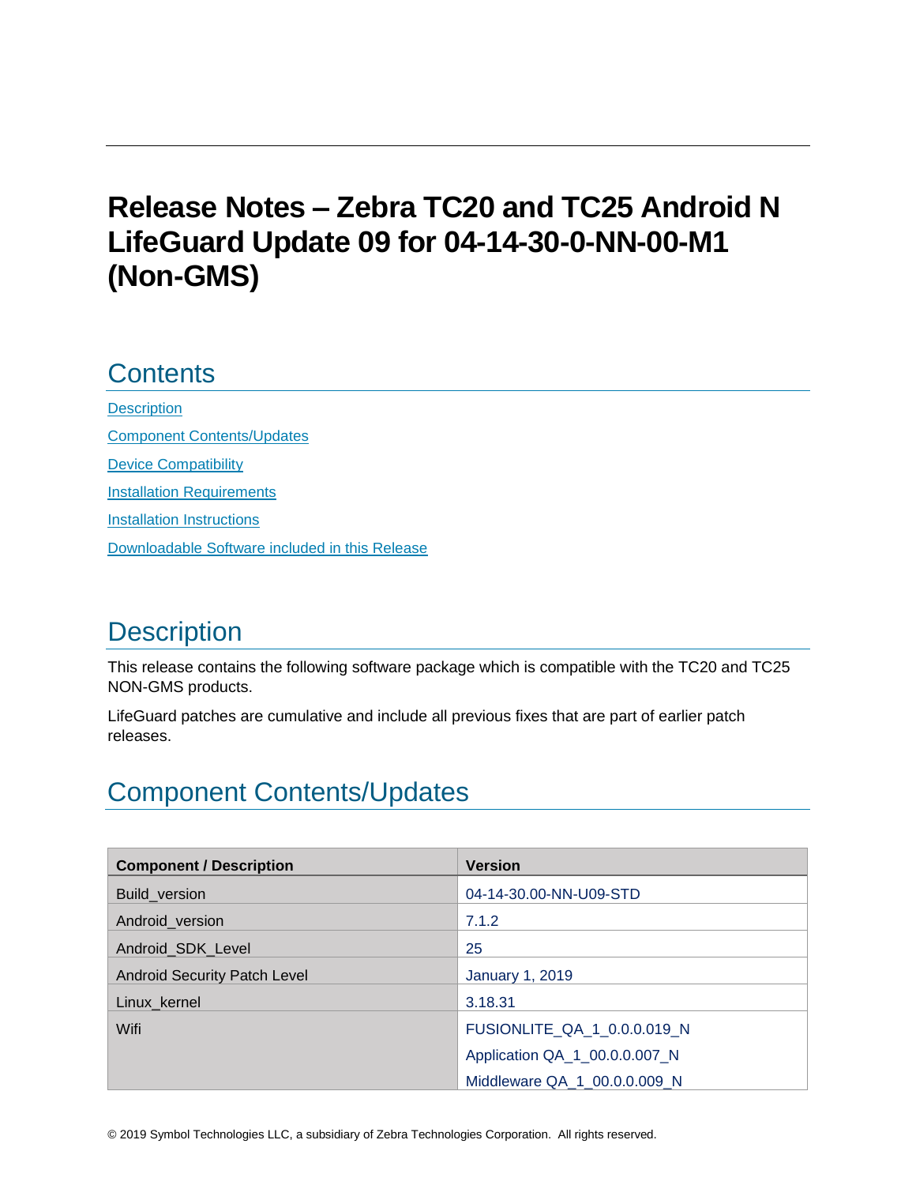# Release Notes – Zebra TC20 and TC25 Android N LifeGuard Update 09 for 04-14-30-0-NN-00-M1 (Non-GMS)

## Contents

[Description](#description)

[Component Contents/Updates](#component-contentsupdates)

[Device Compatibility](#device-compatibility)

[Installation Requirements](#installation-requirements)

[Installation Instructions](#installation-instructions)

[Downloadable Software included in this Release](#downloadable-software-included-in-this-release)

## Description

This release contains the following software package which is compatible with the TC20 and TC25 NON-GMS products.

LifeGuard patches are cumulative and include all previous fixes that are part of earlier patch releases.

## Component Contents/Updates

| Component / Description | Version |
| --- | --- |
| Build_version | 04-14-30.00-NN-U09-STD |
| Android_version | 7.1.2 |
| Android_SDK_Level | 25 |
| Android Security Patch Level | January 1, 2019 |
| Linux_kernel | 3.18.31 |
| Wifi | FUSIONLITE_QA_1_0.0.0.019_N<br>Application QA_1_00.0.0.007_N<br>Middleware QA_1_00.0.0.009_N |

© 2019 Symbol Technologies LLC, a subsidiary of Zebra Technologies Corporation. All rights reserved.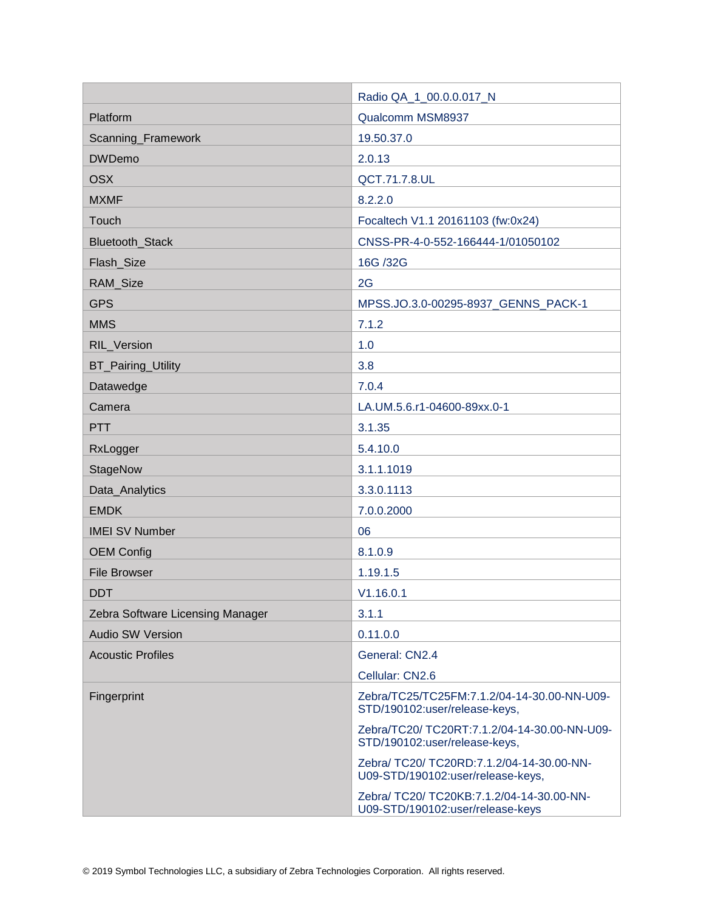| | |
|---|---|
| | Radio QA_1_00.0.0.017_N |
| Platform | Qualcomm MSM8937 |
| Scanning_Framework | 19.50.37.0 |
| DWDemo | 2.0.13 |
| OSX | QCT.71.7.8.UL |
| MXMF | 8.2.2.0 |
| Touch | Focaltech V1.1 20161103 (fw:0x24) |
| Bluetooth_Stack | CNSS-PR-4-0-552-166444-1/01050102 |
| Flash_Size | 16G /32G |
| RAM_Size | 2G |
| GPS | MPSS.JO.3.0-00295-8937_GENNS_PACK-1 |
| MMS | 7.1.2 |
| RIL_Version | 1.0 |
| BT_Pairing_Utility | 3.8 |
| Datawedge | 7.0.4 |
| Camera | LA.UM.5.6.r1-04600-89xx.0-1 |
| PTT | 3.1.35 |
| RxLogger | 5.4.10.0 |
| StageNow | 3.1.1.1019 |
| Data_Analytics | 3.3.0.1113 |
| EMDK | 7.0.0.2000 |
| IMEI SV Number | 06 |
| OEM Config | 8.1.0.9 |
| File Browser | 1.19.1.5 |
| DDT | V1.16.0.1 |
| Zebra Software Licensing Manager | 3.1.1 |
| Audio SW Version | 0.11.0.0 |
| Acoustic Profiles | General: CN2.4<br>Cellular: CN2.6 |
| Fingerprint | Zebra/TC25/TC25FM:7.1.2/04-14-30.00-NN-U09-STD/190102:user/release-keys,<br>Zebra/TC20/ TC20RT:7.1.2/04-14-30.00-NN-U09-STD/190102:user/release-keys,<br>Zebra/ TC20/ TC20RD:7.1.2/04-14-30.00-NN-U09-STD/190102:user/release-keys,<br>Zebra/ TC20/ TC20KB:7.1.2/04-14-30.00-NN-U09-STD/190102:user/release-keys |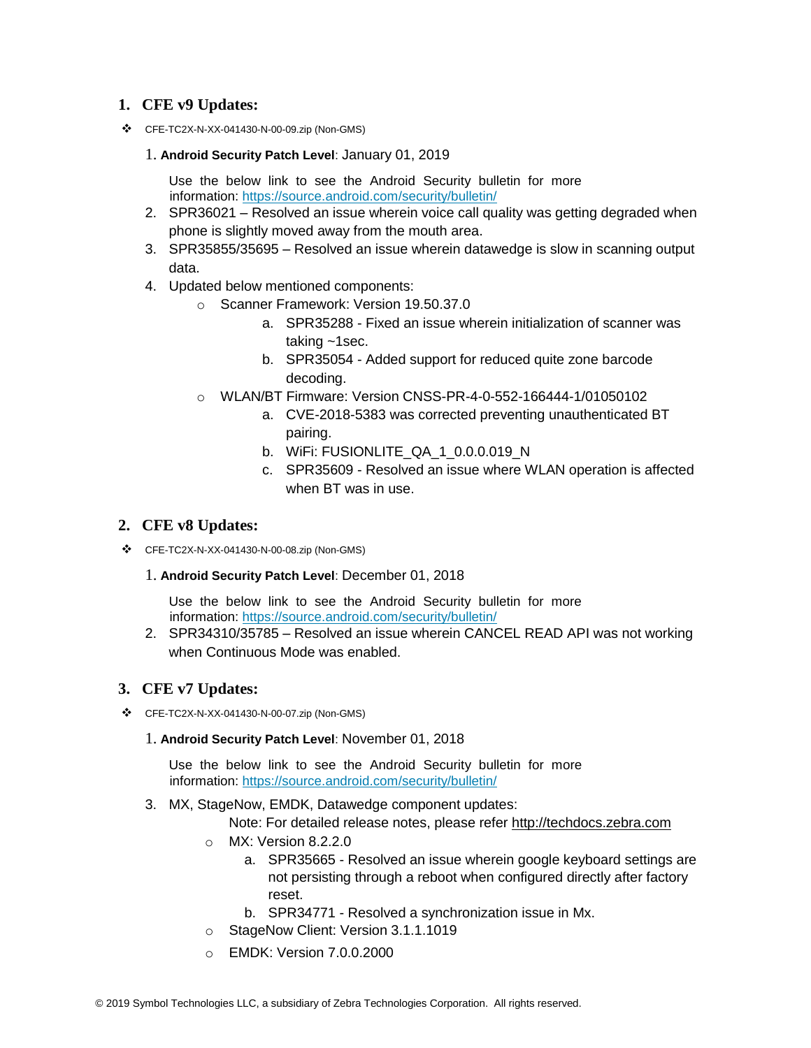## 1. CFE v9 Updates:

- CFE-TC2X-N-XX-041430-N-00-09.zip (Non-GMS)

  1. **Android Security Patch Level**: January 01, 2019

     Use the below link to see the Android Security bulletin for more information: https://source.android.com/security/bulletin/
  2. SPR36021 – Resolved an issue wherein voice call quality was getting degraded when phone is slightly moved away from the mouth area.
  3. SPR35855/35695 – Resolved an issue wherein datawedge is slow in scanning output data.
  4. Updated below mentioned components:
     - Scanner Framework: Version 19.50.37.0
       a. SPR35288 - Fixed an issue wherein initialization of scanner was taking ~1sec.
       b. SPR35054 - Added support for reduced quite zone barcode decoding.
     - WLAN/BT Firmware: Version CNSS-PR-4-0-552-166444-1/01050102
       a. CVE-2018-5383 was corrected preventing unauthenticated BT pairing.
       b. WiFi: FUSIONLITE_QA_1_0.0.0.019_N
       c. SPR35609 - Resolved an issue where WLAN operation is affected when BT was in use.

## 2. CFE v8 Updates:

- CFE-TC2X-N-XX-041430-N-00-08.zip (Non-GMS)

  1. **Android Security Patch Level**: December 01, 2018

     Use the below link to see the Android Security bulletin for more information: https://source.android.com/security/bulletin/
  2. SPR34310/35785 – Resolved an issue wherein CANCEL READ API was not working when Continuous Mode was enabled.

## 3. CFE v7 Updates:

- CFE-TC2X-N-XX-041430-N-00-07.zip (Non-GMS)

  1. **Android Security Patch Level**: November 01, 2018

     Use the below link to see the Android Security bulletin for more information: https://source.android.com/security/bulletin/
  3. MX, StageNow, EMDK, Datawedge component updates:

     Note: For detailed release notes, please refer http://techdocs.zebra.com
     - MX: Version 8.2.2.0
       a. SPR35665 - Resolved an issue wherein google keyboard settings are not persisting through a reboot when configured directly after factory reset.
       b. SPR34771 - Resolved a synchronization issue in Mx.
     - StageNow Client: Version 3.1.1.1019
     - EMDK: Version 7.0.0.2000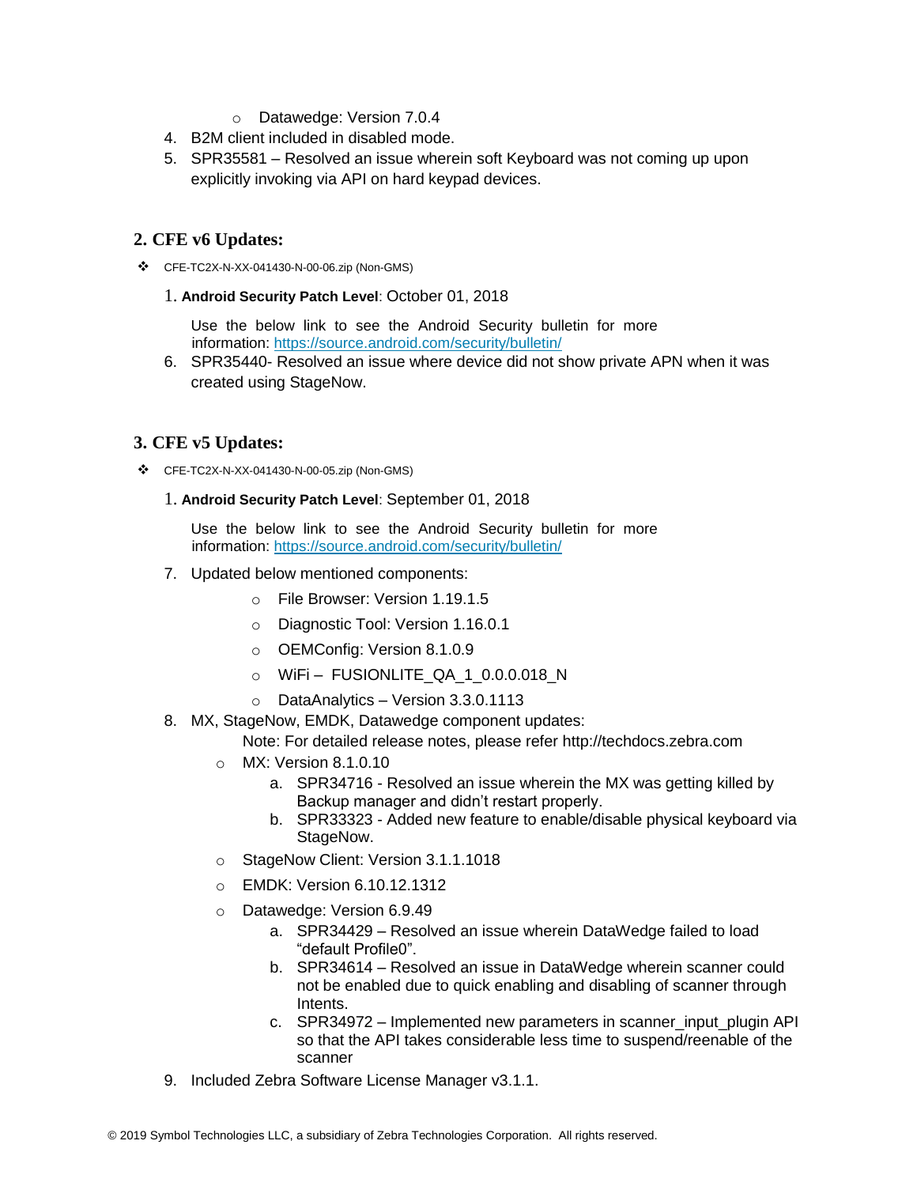- Datawedge: Version 7.0.4

4. B2M client included in disabled mode.
5. SPR35581 – Resolved an issue wherein soft Keyboard was not coming up upon explicitly invoking via API on hard keypad devices.

## 2. CFE v6 Updates:

- CFE-TC2X-N-XX-041430-N-00-06.zip (Non-GMS)

1. **Android Security Patch Level**: October 01, 2018

   Use the below link to see the Android Security bulletin for more information: https://source.android.com/security/bulletin/

6. SPR35440- Resolved an issue where device did not show private APN when it was created using StageNow.

## 3. CFE v5 Updates:

- CFE-TC2X-N-XX-041430-N-00-05.zip (Non-GMS)

1. **Android Security Patch Level**: September 01, 2018

   Use the below link to see the Android Security bulletin for more information: https://source.android.com/security/bulletin/

7. Updated below mentioned components:
   - File Browser: Version 1.19.1.5
   - Diagnostic Tool: Version 1.16.0.1
   - OEMConfig: Version 8.1.0.9
   - WiFi – FUSIONLITE_QA_1_0.0.0.018_N
   - DataAnalytics – Version 3.3.0.1113
8. MX, StageNow, EMDK, Datawedge component updates:

   Note: For detailed release notes, please refer http://techdocs.zebra.com

   - MX: Version 8.1.0.10
     a. SPR34716 - Resolved an issue wherein the MX was getting killed by Backup manager and didn't restart properly.
     b. SPR33323 - Added new feature to enable/disable physical keyboard via StageNow.
   - StageNow Client: Version 3.1.1.1018
   - EMDK: Version 6.10.12.1312
   - Datawedge: Version 6.9.49
     a. SPR34429 – Resolved an issue wherein DataWedge failed to load "default Profile0".
     b. SPR34614 – Resolved an issue in DataWedge wherein scanner could not be enabled due to quick enabling and disabling of scanner through Intents.
     c. SPR34972 – Implemented new parameters in scanner_input_plugin API so that the API takes considerable less time to suspend/reenable of the scanner
9. Included Zebra Software License Manager v3.1.1.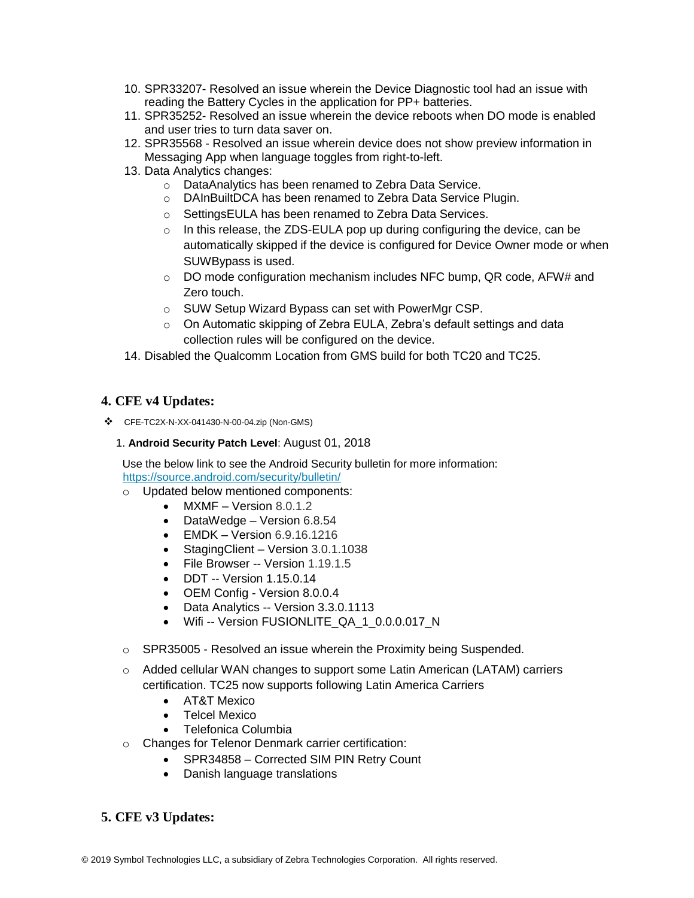10. SPR33207- Resolved an issue wherein the Device Diagnostic tool had an issue with reading the Battery Cycles in the application for PP+ batteries.
11. SPR35252- Resolved an issue wherein the device reboots when DO mode is enabled and user tries to turn data saver on.
12. SPR35568 - Resolved an issue wherein device does not show preview information in Messaging App when language toggles from right-to-left.
13. Data Analytics changes:
    - DataAnalytics has been renamed to Zebra Data Service.
    - DAInBuiltDCA has been renamed to Zebra Data Service Plugin.
    - SettingsEULA has been renamed to Zebra Data Services.
    - In this release, the ZDS-EULA pop up during configuring the device, can be automatically skipped if the device is configured for Device Owner mode or when SUWBypass is used.
    - DO mode configuration mechanism includes NFC bump, QR code, AFW# and Zero touch.
    - SUW Setup Wizard Bypass can set with PowerMgr CSP.
    - On Automatic skipping of Zebra EULA, Zebra's default settings and data collection rules will be configured on the device.
14. Disabled the Qualcomm Location from GMS build for both TC20 and TC25.

## 4. CFE v4 Updates:

- CFE-TC2X-N-XX-041430-N-00-04.zip (Non-GMS)

1. **Android Security Patch Level**: August 01, 2018

   Use the below link to see the Android Security bulletin for more information: https://source.android.com/security/bulletin/

   - Updated below mentioned components:
     - MXMF – Version 8.0.1.2
     - DataWedge – Version 6.8.54
     - EMDK – Version 6.9.16.1216
     - StagingClient – Version 3.0.1.1038
     - File Browser -- Version 1.19.1.5
     - DDT -- Version 1.15.0.14
     - OEM Config - Version 8.0.0.4
     - Data Analytics -- Version 3.3.0.1113
     - Wifi -- Version FUSIONLITE_QA_1_0.0.0.017_N
   - SPR35005 - Resolved an issue wherein the Proximity being Suspended.
   - Added cellular WAN changes to support some Latin American (LATAM) carriers certification. TC25 now supports following Latin America Carriers
     - AT&T Mexico
     - Telcel Mexico
     - Telefonica Columbia
   - Changes for Telenor Denmark carrier certification:
     - SPR34858 – Corrected SIM PIN Retry Count
     - Danish language translations

## 5. CFE v3 Updates: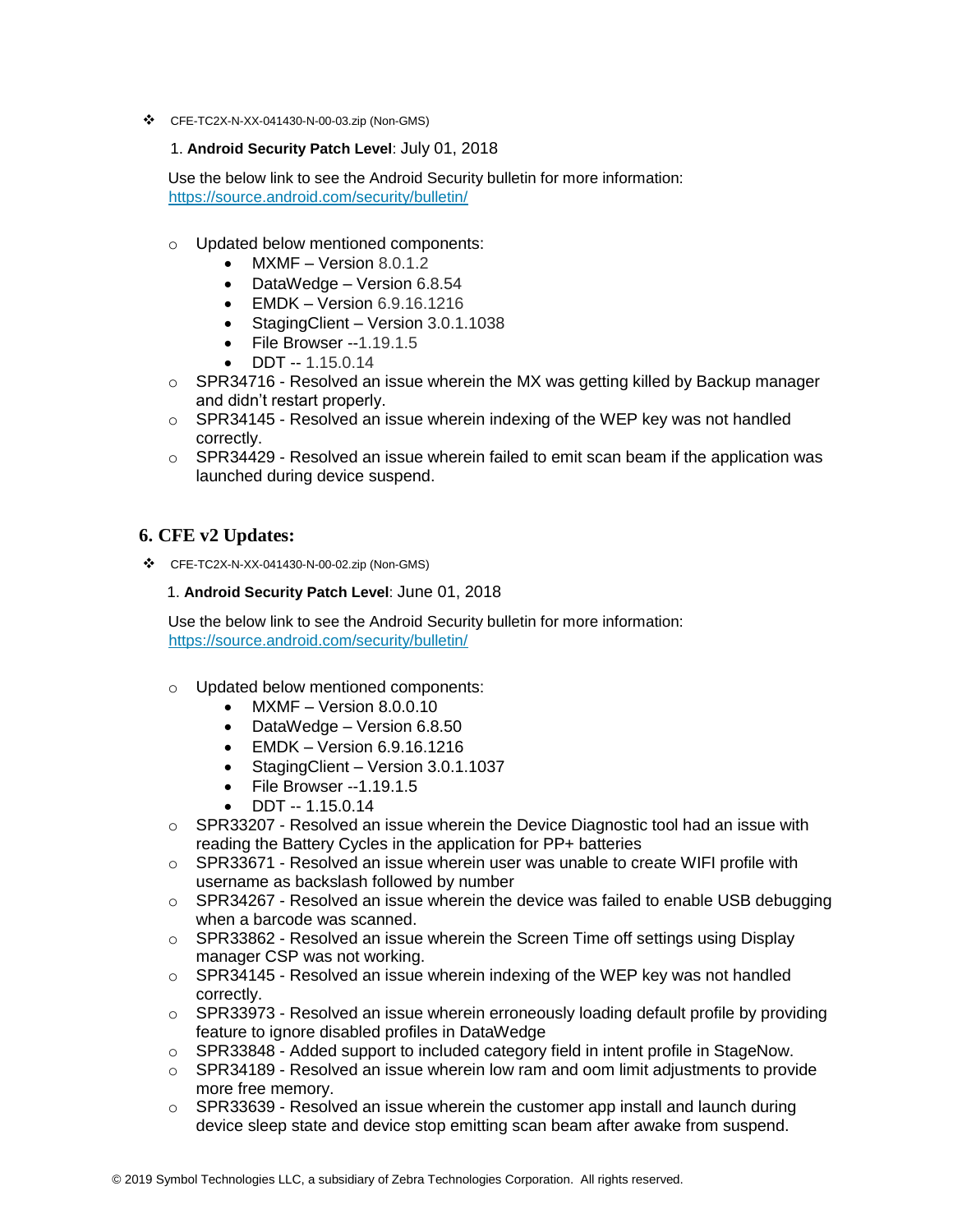- CFE-TC2X-N-XX-041430-N-00-03.zip (Non-GMS)

  1. **Android Security Patch Level**: July 01, 2018

  Use the below link to see the Android Security bulletin for more information: https://source.android.com/security/bulletin/

  - Updated below mentioned components:
    - MXMF – Version 8.0.1.2
    - DataWedge – Version 6.8.54
    - EMDK – Version 6.9.16.1216
    - StagingClient – Version 3.0.1.1038
    - File Browser --1.19.1.5
    - DDT -- 1.15.0.14
  - SPR34716 - Resolved an issue wherein the MX was getting killed by Backup manager and didn't restart properly.
  - SPR34145 - Resolved an issue wherein indexing of the WEP key was not handled correctly.
  - SPR34429 - Resolved an issue wherein failed to emit scan beam if the application was launched during device suspend.

## 6. CFE v2 Updates:

- CFE-TC2X-N-XX-041430-N-00-02.zip (Non-GMS)

  1. **Android Security Patch Level**: June 01, 2018

  Use the below link to see the Android Security bulletin for more information: https://source.android.com/security/bulletin/

  - Updated below mentioned components:
    - MXMF – Version 8.0.0.10
    - DataWedge – Version 6.8.50
    - EMDK – Version 6.9.16.1216
    - StagingClient – Version 3.0.1.1037
    - File Browser --1.19.1.5
    - DDT -- 1.15.0.14
  - SPR33207 - Resolved an issue wherein the Device Diagnostic tool had an issue with reading the Battery Cycles in the application for PP+ batteries
  - SPR33671 - Resolved an issue wherein user was unable to create WIFI profile with username as backslash followed by number
  - SPR34267 - Resolved an issue wherein the device was failed to enable USB debugging when a barcode was scanned.
  - SPR33862 - Resolved an issue wherein the Screen Time off settings using Display manager CSP was not working.
  - SPR34145 - Resolved an issue wherein indexing of the WEP key was not handled correctly.
  - SPR33973 - Resolved an issue wherein erroneously loading default profile by providing feature to ignore disabled profiles in DataWedge
  - SPR33848 - Added support to included category field in intent profile in StageNow.
  - SPR34189 - Resolved an issue wherein low ram and oom limit adjustments to provide more free memory.
  - SPR33639 - Resolved an issue wherein the customer app install and launch during device sleep state and device stop emitting scan beam after awake from suspend.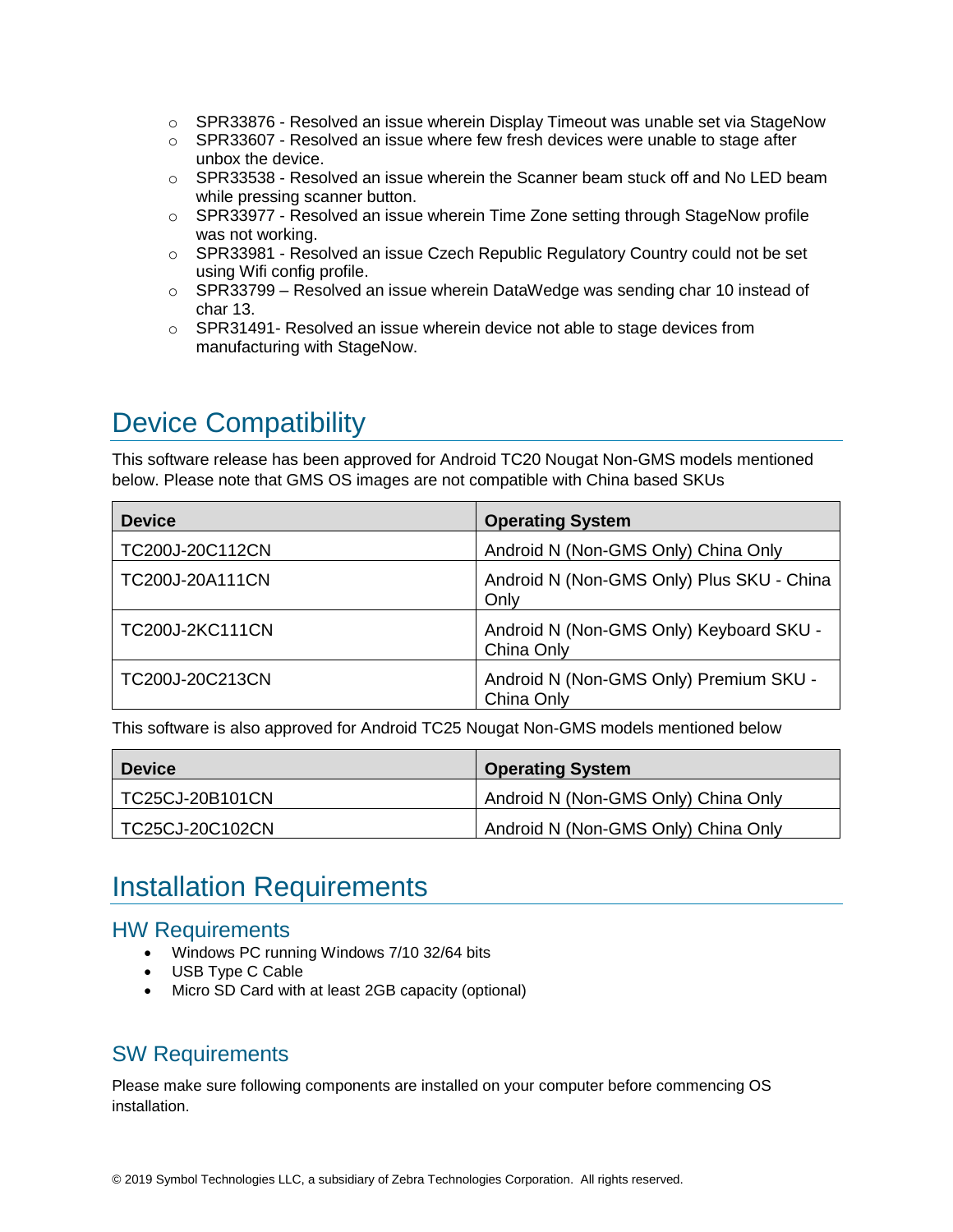- SPR33876 - Resolved an issue wherein Display Timeout was unable set via StageNow
- SPR33607 - Resolved an issue where few fresh devices were unable to stage after unbox the device.
- SPR33538 - Resolved an issue wherein the Scanner beam stuck off and No LED beam while pressing scanner button.
- SPR33977 - Resolved an issue wherein Time Zone setting through StageNow profile was not working.
- SPR33981 - Resolved an issue Czech Republic Regulatory Country could not be set using Wifi config profile.
- SPR33799 – Resolved an issue wherein DataWedge was sending char 10 instead of char 13.
- SPR31491- Resolved an issue wherein device not able to stage devices from manufacturing with StageNow.

# Device Compatibility

This software release has been approved for Android TC20 Nougat Non-GMS models mentioned below. Please note that GMS OS images are not compatible with China based SKUs

| Device | Operating System |
|---|---|
| TC200J-20C112CN | Android N (Non-GMS Only) China Only |
| TC200J-20A111CN | Android N (Non-GMS Only) Plus SKU - China Only |
| TC200J-2KC111CN | Android N (Non-GMS Only) Keyboard SKU - China Only |
| TC200J-20C213CN | Android N (Non-GMS Only) Premium SKU - China Only |

This software is also approved for Android TC25 Nougat Non-GMS models mentioned below

| Device | Operating System |
|---|---|
| TC25CJ-20B101CN | Android N (Non-GMS Only) China Only |
| TC25CJ-20C102CN | Android N (Non-GMS Only) China Only |

# Installation Requirements

## HW Requirements

- Windows PC running Windows 7/10 32/64 bits
- USB Type C Cable
- Micro SD Card with at least 2GB capacity (optional)

## SW Requirements

Please make sure following components are installed on your computer before commencing OS installation.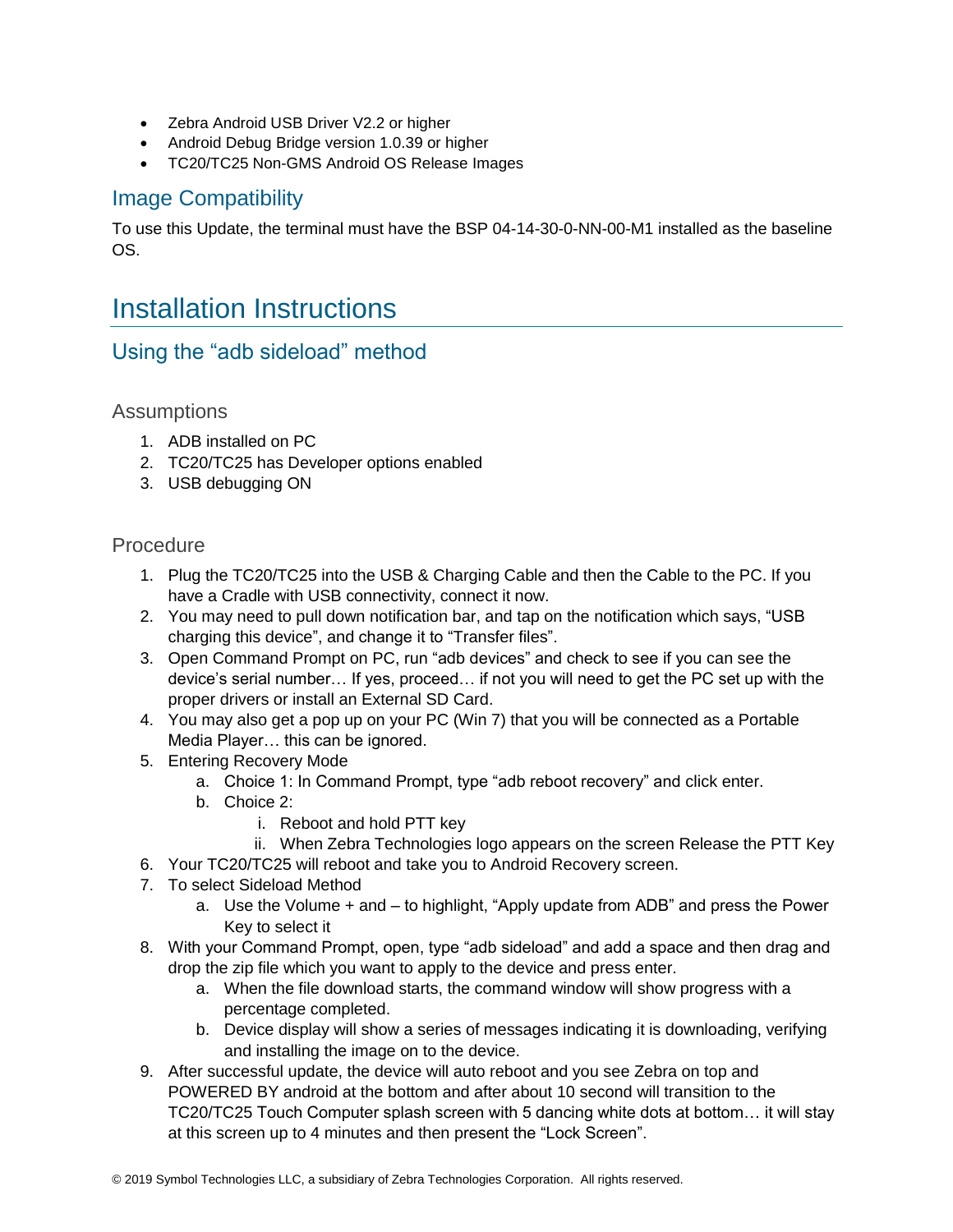- Zebra Android USB Driver V2.2 or higher
- Android Debug Bridge version 1.0.39 or higher
- TC20/TC25 Non-GMS Android OS Release Images

## Image Compatibility

To use this Update, the terminal must have the BSP 04-14-30-0-NN-00-M1 installed as the baseline OS.

# Installation Instructions

## Using the "adb sideload" method

### Assumptions

1. ADB installed on PC
2. TC20/TC25 has Developer options enabled
3. USB debugging ON

### Procedure

1. Plug the TC20/TC25 into the USB & Charging Cable and then the Cable to the PC. If you have a Cradle with USB connectivity, connect it now.
2. You may need to pull down notification bar, and tap on the notification which says, "USB charging this device", and change it to "Transfer files".
3. Open Command Prompt on PC, run "adb devices" and check to see if you can see the device's serial number… If yes, proceed… if not you will need to get the PC set up with the proper drivers or install an External SD Card.
4. You may also get a pop up on your PC (Win 7) that you will be connected as a Portable Media Player… this can be ignored.
5. Entering Recovery Mode
   a. Choice 1: In Command Prompt, type "adb reboot recovery" and click enter.
   b. Choice 2:
      i. Reboot and hold PTT key
      ii. When Zebra Technologies logo appears on the screen Release the PTT Key
6. Your TC20/TC25 will reboot and take you to Android Recovery screen.
7. To select Sideload Method
   a. Use the Volume + and – to highlight, "Apply update from ADB" and press the Power Key to select it
8. With your Command Prompt, open, type "adb sideload" and add a space and then drag and drop the zip file which you want to apply to the device and press enter.
   a. When the file download starts, the command window will show progress with a percentage completed.
   b. Device display will show a series of messages indicating it is downloading, verifying and installing the image on to the device.
9. After successful update, the device will auto reboot and you see Zebra on top and POWERED BY android at the bottom and after about 10 second will transition to the TC20/TC25 Touch Computer splash screen with 5 dancing white dots at bottom… it will stay at this screen up to 4 minutes and then present the "Lock Screen".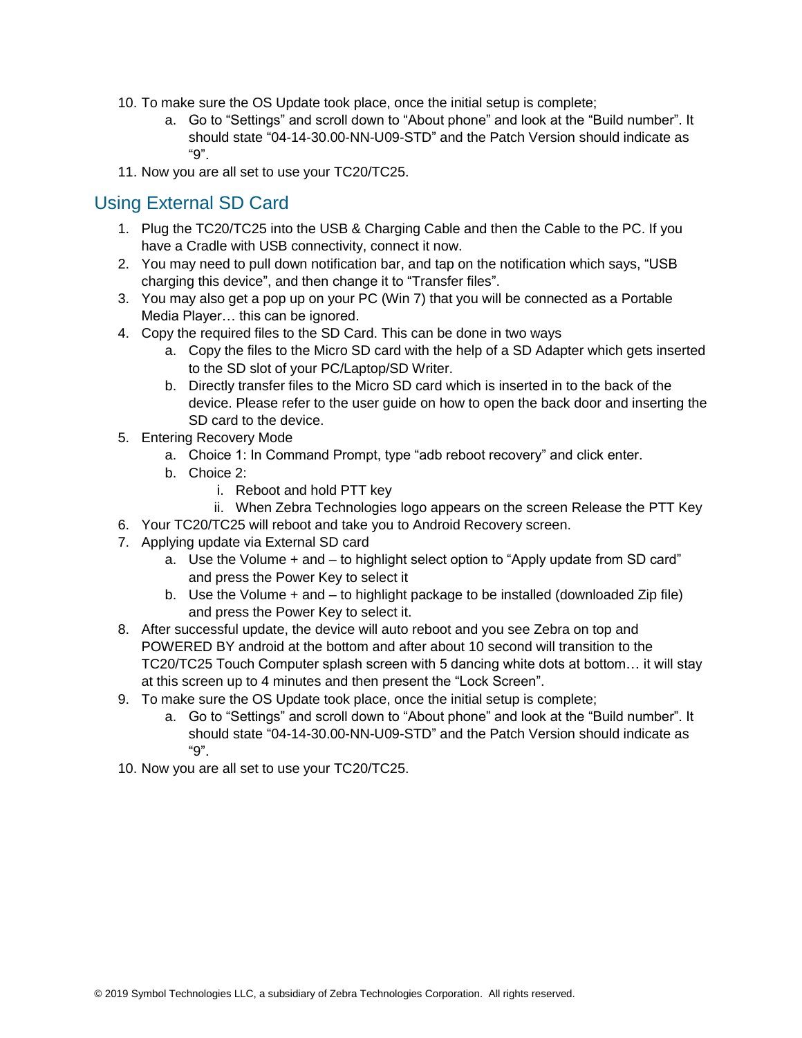10. To make sure the OS Update took place, once the initial setup is complete;
    a. Go to “Settings” and scroll down to “About phone” and look at the “Build number”. It should state “04-14-30.00-NN-U09-STD” and the Patch Version should indicate as “9”.
11. Now you are all set to use your TC20/TC25.

## Using External SD Card

1. Plug the TC20/TC25 into the USB & Charging Cable and then the Cable to the PC. If you have a Cradle with USB connectivity, connect it now.
2. You may need to pull down notification bar, and tap on the notification which says, “USB charging this device”, and then change it to “Transfer files”.
3. You may also get a pop up on your PC (Win 7) that you will be connected as a Portable Media Player… this can be ignored.
4. Copy the required files to the SD Card. This can be done in two ways
    a. Copy the files to the Micro SD card with the help of a SD Adapter which gets inserted to the SD slot of your PC/Laptop/SD Writer.
    b. Directly transfer files to the Micro SD card which is inserted in to the back of the device. Please refer to the user guide on how to open the back door and inserting the SD card to the device.
5. Entering Recovery Mode
    a. Choice 1: In Command Prompt, type “adb reboot recovery” and click enter.
    b. Choice 2:
        i. Reboot and hold PTT key
        ii. When Zebra Technologies logo appears on the screen Release the PTT Key
6. Your TC20/TC25 will reboot and take you to Android Recovery screen.
7. Applying update via External SD card
    a. Use the Volume + and – to highlight select option to “Apply update from SD card” and press the Power Key to select it
    b. Use the Volume + and – to highlight package to be installed (downloaded Zip file) and press the Power Key to select it.
8. After successful update, the device will auto reboot and you see Zebra on top and POWERED BY android at the bottom and after about 10 second will transition to the TC20/TC25 Touch Computer splash screen with 5 dancing white dots at bottom… it will stay at this screen up to 4 minutes and then present the “Lock Screen”.
9. To make sure the OS Update took place, once the initial setup is complete;
    a. Go to “Settings” and scroll down to “About phone” and look at the “Build number”. It should state “04-14-30.00-NN-U09-STD” and the Patch Version should indicate as “9”.
10. Now you are all set to use your TC20/TC25.

© 2019 Symbol Technologies LLC, a subsidiary of Zebra Technologies Corporation. All rights reserved.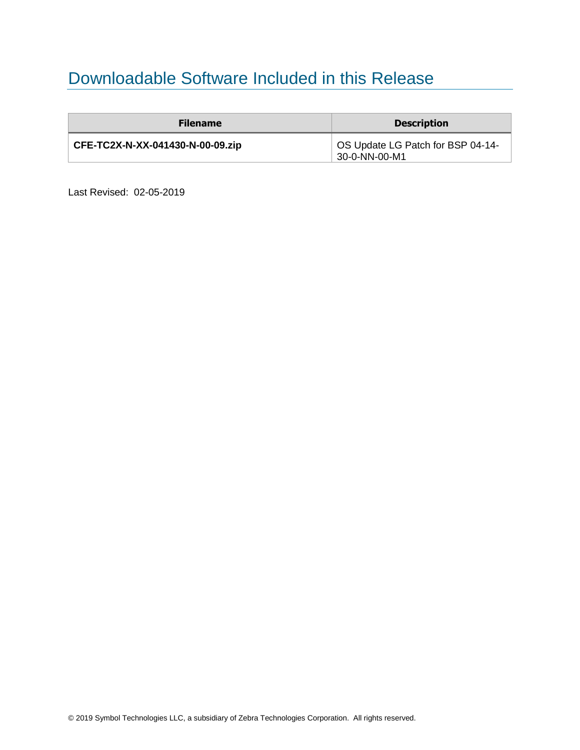# Downloadable Software Included in this Release

| Filename | Description |
|---|---|
| **CFE-TC2X-N-XX-041430-N-00-09.zip** | OS Update LG Patch for BSP 04-14-30-0-NN-00-M1 |

Last Revised: 02-05-2019

© 2019 Symbol Technologies LLC, a subsidiary of Zebra Technologies Corporation. All rights reserved.